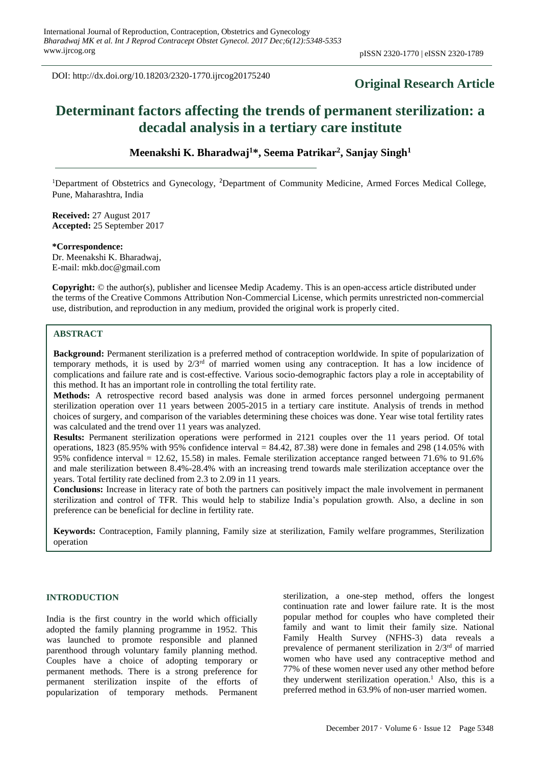DOI: http://dx.doi.org/10.18203/2320-1770.ijrcog20175240

**Original Research Article**

# Determinant factors affecting the trends of permanent sterilization: a decadal analysis in a tertiary care institute

**Meenakshi K. Bharadwaj[1]*, Seema Patrikar[2], Sanjay Singh[1]**

[1]Department of Obstetrics and Gynecology, [2]Department of Community Medicine, Armed Forces Medical College, Pune, Maharashtra, India

**Received:** 27 August 2017
**Accepted:** 25 September 2017

**\*Correspondence:**
Dr. Meenakshi K. Bharadwaj,
E-mail: mkb.doc@gmail.com

**Copyright:** © the author(s), publisher and licensee Medip Academy. This is an open-access article distributed under the terms of the Creative Commons Attribution Non-Commercial License, which permits unrestricted non-commercial use, distribution, and reproduction in any medium, provided the original work is properly cited.

## ABSTRACT

**Background:** Permanent sterilization is a preferred method of contraception worldwide. In spite of popularization of temporary methods, it is used by 2/3rd of married women using any contraception. It has a low incidence of complications and failure rate and is cost-effective. Various socio-demographic factors play a role in acceptability of this method. It has an important role in controlling the total fertility rate.

**Methods:** A retrospective record based analysis was done in armed forces personnel undergoing permanent sterilization operation over 11 years between 2005-2015 in a tertiary care institute. Analysis of trends in method choices of surgery, and comparison of the variables determining these choices was done. Year wise total fertility rates was calculated and the trend over 11 years was analyzed.

**Results:** Permanent sterilization operations were performed in 2121 couples over the 11 years period. Of total operations, 1823 (85.95% with 95% confidence interval = 84.42, 87.38) were done in females and 298 (14.05% with 95% confidence interval = 12.62, 15.58) in males. Female sterilization acceptance ranged between 71.6% to 91.6% and male sterilization between 8.4%-28.4% with an increasing trend towards male sterilization acceptance over the years. Total fertility rate declined from 2.3 to 2.09 in 11 years.

**Conclusions:** Increase in literacy rate of both the partners can positively impact the male involvement in permanent sterilization and control of TFR. This would help to stabilize India's population growth. Also, a decline in son preference can be beneficial for decline in fertility rate.

**Keywords:** Contraception, Family planning, Family size at sterilization, Family welfare programmes, Sterilization operation

## INTRODUCTION

India is the first country in the world which officially adopted the family planning programme in 1952. This was launched to promote responsible and planned parenthood through voluntary family planning method. Couples have a choice of adopting temporary or permanent methods. There is a strong preference for permanent sterilization inspite of the efforts of popularization of temporary methods. Permanent sterilization, a one-step method, offers the longest continuation rate and lower failure rate. It is the most popular method for couples who have completed their family and want to limit their family size. National Family Health Survey (NFHS-3) data reveals a prevalence of permanent sterilization in 2/3rd of married women who have used any contraceptive method and 77% of these women never used any other method before they underwent sterilization operation.[1] Also, this is a preferred method in 63.9% of non-user married women.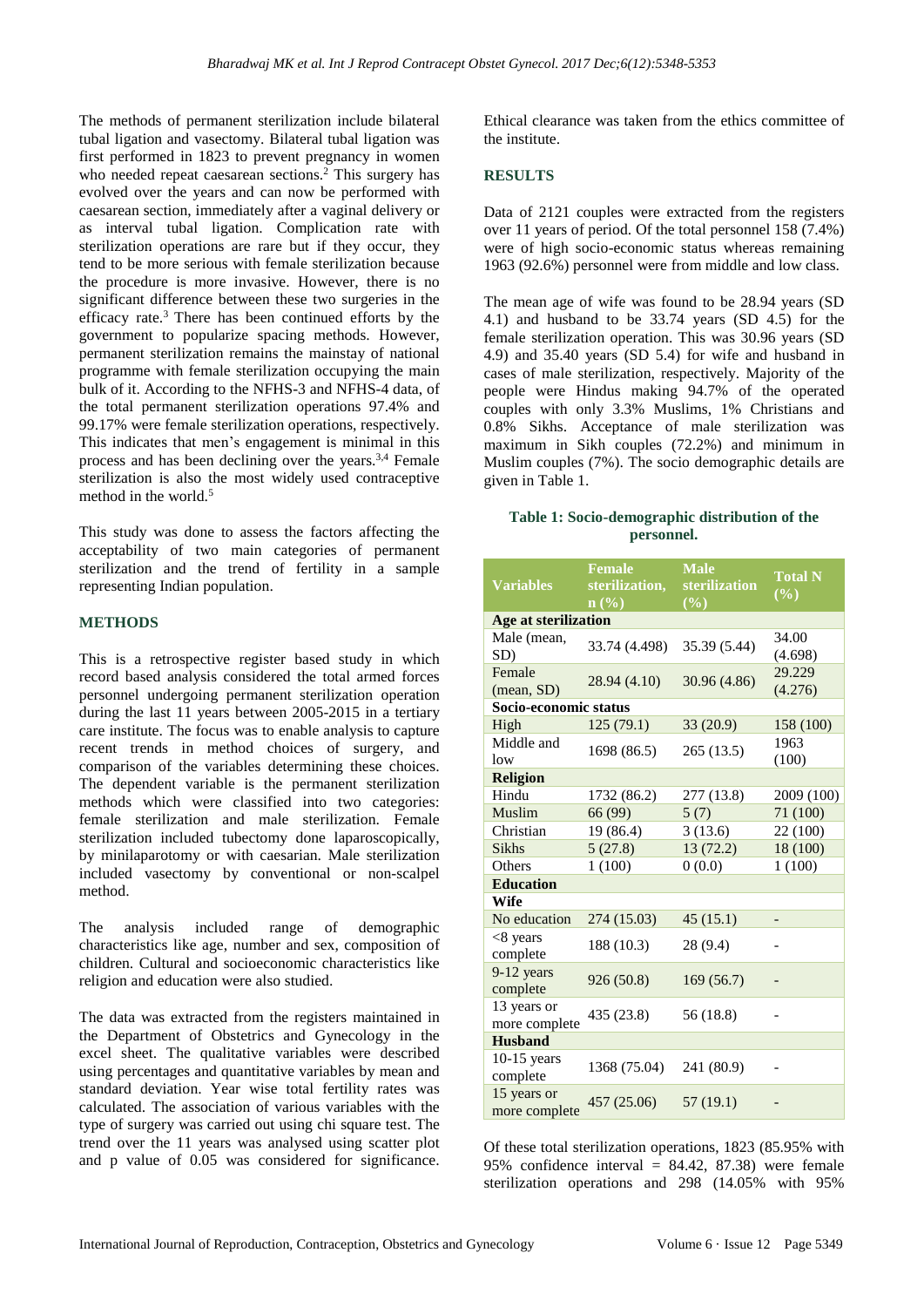The methods of permanent sterilization include bilateral tubal ligation and vasectomy. Bilateral tubal ligation was first performed in 1823 to prevent pregnancy in women who needed repeat caesarean sections.[2] This surgery has evolved over the years and can now be performed with caesarean section, immediately after a vaginal delivery or as interval tubal ligation. Complication rate with sterilization operations are rare but if they occur, they tend to be more serious with female sterilization because the procedure is more invasive. However, there is no significant difference between these two surgeries in the efficacy rate.[3] There has been continued efforts by the government to popularize spacing methods. However, permanent sterilization remains the mainstay of national programme with female sterilization occupying the main bulk of it. According to the NFHS-3 and NFHS-4 data, of the total permanent sterilization operations 97.4% and 99.17% were female sterilization operations, respectively. This indicates that men's engagement is minimal in this process and has been declining over the years.[3,4] Female sterilization is also the most widely used contraceptive method in the world.[5]

This study was done to assess the factors affecting the acceptability of two main categories of permanent sterilization and the trend of fertility in a sample representing Indian population.

## METHODS

This is a retrospective register based study in which record based analysis considered the total armed forces personnel undergoing permanent sterilization operation during the last 11 years between 2005-2015 in a tertiary care institute. The focus was to enable analysis to capture recent trends in method choices of surgery, and comparison of the variables determining these choices. The dependent variable is the permanent sterilization methods which were classified into two categories: female sterilization and male sterilization. Female sterilization included tubectomy done laparoscopically, by minilaparotomy or with caesarian. Male sterilization included vasectomy by conventional or non-scalpel method.

The analysis included range of demographic characteristics like age, number and sex, composition of children. Cultural and socioeconomic characteristics like religion and education were also studied.

The data was extracted from the registers maintained in the Department of Obstetrics and Gynecology in the excel sheet. The qualitative variables were described using percentages and quantitative variables by mean and standard deviation. Year wise total fertility rates was calculated. The association of various variables with the type of surgery was carried out using chi square test. The trend over the 11 years was analysed using scatter plot and p value of 0.05 was considered for significance. Ethical clearance was taken from the ethics committee of the institute.

## RESULTS

Data of 2121 couples were extracted from the registers over 11 years of period. Of the total personnel 158 (7.4%) were of high socio-economic status whereas remaining 1963 (92.6%) personnel were from middle and low class.

The mean age of wife was found to be 28.94 years (SD 4.1) and husband to be 33.74 years (SD 4.5) for the female sterilization operation. This was 30.96 years (SD 4.9) and 35.40 years (SD 5.4) for wife and husband in cases of male sterilization, respectively. Majority of the people were Hindus making 94.7% of the operated couples with only 3.3% Muslims, 1% Christians and 0.8% Sikhs. Acceptance of male sterilization was maximum in Sikh couples (72.2%) and minimum in Muslim couples (7%). The socio demographic details are given in Table 1.

**Table 1: Socio-demographic distribution of the personnel.**

| Variables | Female sterilization, n (%) | Male sterilization (%) | Total N (%) |
|---|---|---|---|
| **Age at sterilization** | | | |
| Male (mean, SD) | 33.74 (4.498) | 35.39 (5.44) | 34.00 (4.698) |
| Female (mean, SD) | 28.94 (4.10) | 30.96 (4.86) | 29.229 (4.276) |
| **Socio-economic status** | | | |
| High | 125 (79.1) | 33 (20.9) | 158 (100) |
| Middle and low | 1698 (86.5) | 265 (13.5) | 1963 (100) |
| **Religion** | | | |
| Hindu | 1732 (86.2) | 277 (13.8) | 2009 (100) |
| Muslim | 66 (99) | 5 (7) | 71 (100) |
| Christian | 19 (86.4) | 3 (13.6) | 22 (100) |
| Sikhs | 5 (27.8) | 13 (72.2) | 18 (100) |
| Others | 1 (100) | 0 (0.0) | 1 (100) |
| **Education** | | | |
| **Wife** | | | |
| No education | 274 (15.03) | 45 (15.1) | - |
| <8 years complete | 188 (10.3) | 28 (9.4) | - |
| 9-12 years complete | 926 (50.8) | 169 (56.7) | - |
| 13 years or more complete | 435 (23.8) | 56 (18.8) | - |
| **Husband** | | | |
| 10-15 years complete | 1368 (75.04) | 241 (80.9) | - |
| 15 years or more complete | 457 (25.06) | 57 (19.1) | - |

Of these total sterilization operations, 1823 (85.95% with 95% confidence interval = 84.42, 87.38) were female sterilization operations and 298 (14.05% with 95%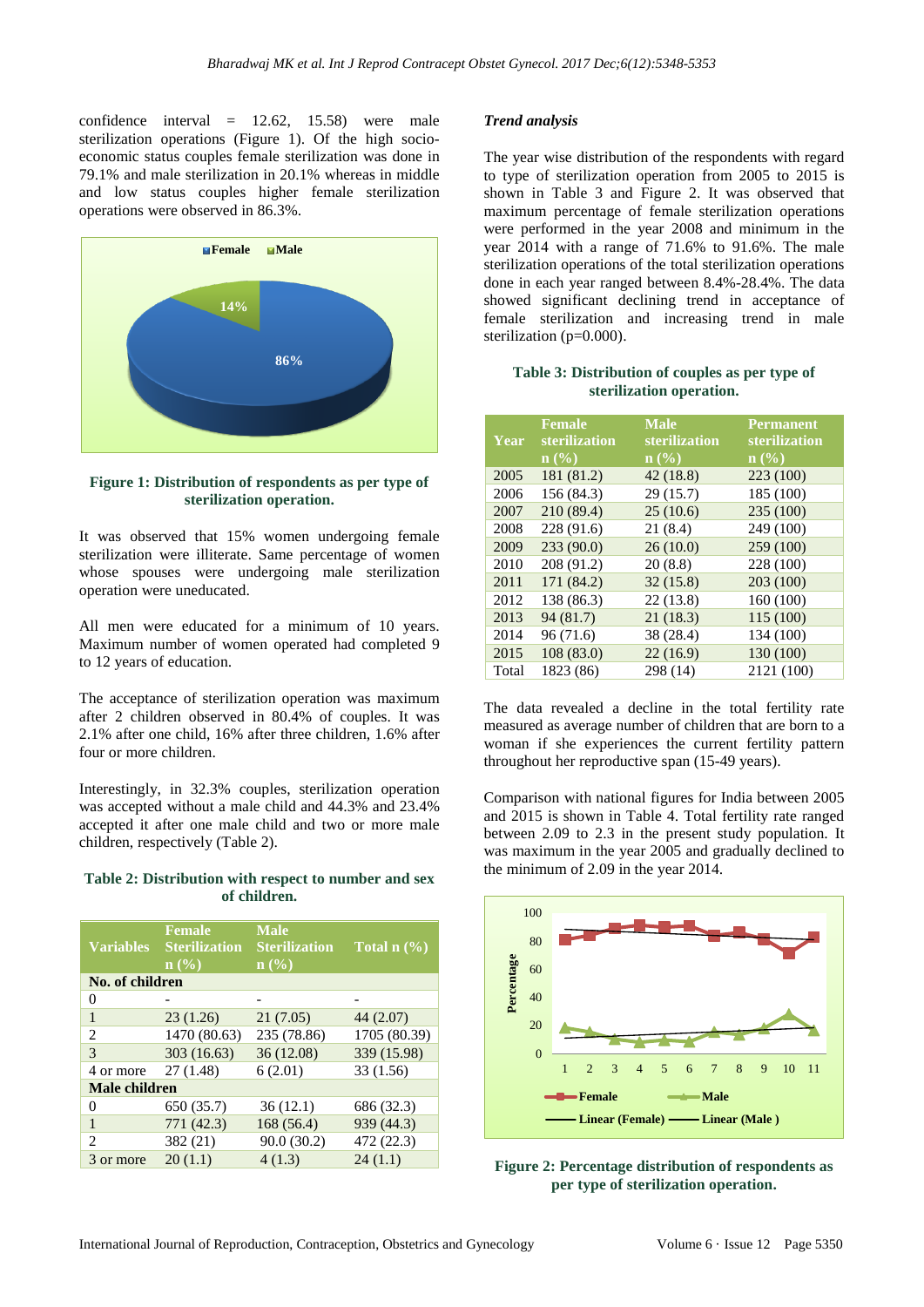confidence interval = 12.62, 15.58) were male sterilization operations (Figure 1). Of the high socio-economic status couples female sterilization was done in 79.1% and male sterilization in 20.1% whereas in middle and low status couples higher female sterilization operations were observed in 86.3%.

**Figure 1: Distribution of respondents as per type of sterilization operation.**

It was observed that 15% women undergoing female sterilization were illiterate. Same percentage of women whose spouses were undergoing male sterilization operation were uneducated.

All men were educated for a minimum of 10 years. Maximum number of women operated had completed 9 to 12 years of education.

The acceptance of sterilization operation was maximum after 2 children observed in 80.4% of couples. It was 2.1% after one child, 16% after three children, 1.6% after four or more children.

Interestingly, in 32.3% couples, sterilization operation was accepted without a male child and 44.3% and 23.4% accepted it after one male child and two or more male children, respectively (Table 2).

**Table 2: Distribution with respect to number and sex of children.**

| Variables | Female Sterilization n (%) | Male Sterilization n (%) | Total n (%) |
|---|---|---|---|
| **No. of children** | | | |
| 0 | - | - | - |
| 1 | 23 (1.26) | 21 (7.05) | 44 (2.07) |
| 2 | 1470 (80.63) | 235 (78.86) | 1705 (80.39) |
| 3 | 303 (16.63) | 36 (12.08) | 339 (15.98) |
| 4 or more | 27 (1.48) | 6 (2.01) | 33 (1.56) |
| **Male children** | | | |
| 0 | 650 (35.7) | 36 (12.1) | 686 (32.3) |
| 1 | 771 (42.3) | 168 (56.4) | 939 (44.3) |
| 2 | 382 (21) | 90.0 (30.2) | 472 (22.3) |
| 3 or more | 20 (1.1) | 4 (1.3) | 24 (1.1) |

***Trend analysis***

The year wise distribution of the respondents with regard to type of sterilization operation from 2005 to 2015 is shown in Table 3 and Figure 2. It was observed that maximum percentage of female sterilization operations were performed in the year 2008 and minimum in the year 2014 with a range of 71.6% to 91.6%. The male sterilization operations of the total sterilization operations done in each year ranged between 8.4%-28.4%. The data showed significant declining trend in acceptance of female sterilization and increasing trend in male sterilization (p=0.000).

**Table 3: Distribution of couples as per type of sterilization operation.**

| Year | Female sterilization n (%) | Male sterilization n (%) | Permanent sterilization n (%) |
|---|---|---|---|
| 2005 | 181 (81.2) | 42 (18.8) | 223 (100) |
| 2006 | 156 (84.3) | 29 (15.7) | 185 (100) |
| 2007 | 210 (89.4) | 25 (10.6) | 235 (100) |
| 2008 | 228 (91.6) | 21 (8.4) | 249 (100) |
| 2009 | 233 (90.0) | 26 (10.0) | 259 (100) |
| 2010 | 208 (91.2) | 20 (8.8) | 228 (100) |
| 2011 | 171 (84.2) | 32 (15.8) | 203 (100) |
| 2012 | 138 (86.3) | 22 (13.8) | 160 (100) |
| 2013 | 94 (81.7) | 21 (18.3) | 115 (100) |
| 2014 | 96 (71.6) | 38 (28.4) | 134 (100) |
| 2015 | 108 (83.0) | 22 (16.9) | 130 (100) |
| Total | 1823 (86) | 298 (14) | 2121 (100) |

The data revealed a decline in the total fertility rate measured as average number of children that are born to a woman if she experiences the current fertility pattern throughout her reproductive span (15-49 years).

Comparison with national figures for India between 2005 and 2015 is shown in Table 4. Total fertility rate ranged between 2.09 to 2.3 in the present study population. It was maximum in the year 2005 and gradually declined to the minimum of 2.09 in the year 2014.

**Figure 2: Percentage distribution of respondents as per type of sterilization operation.**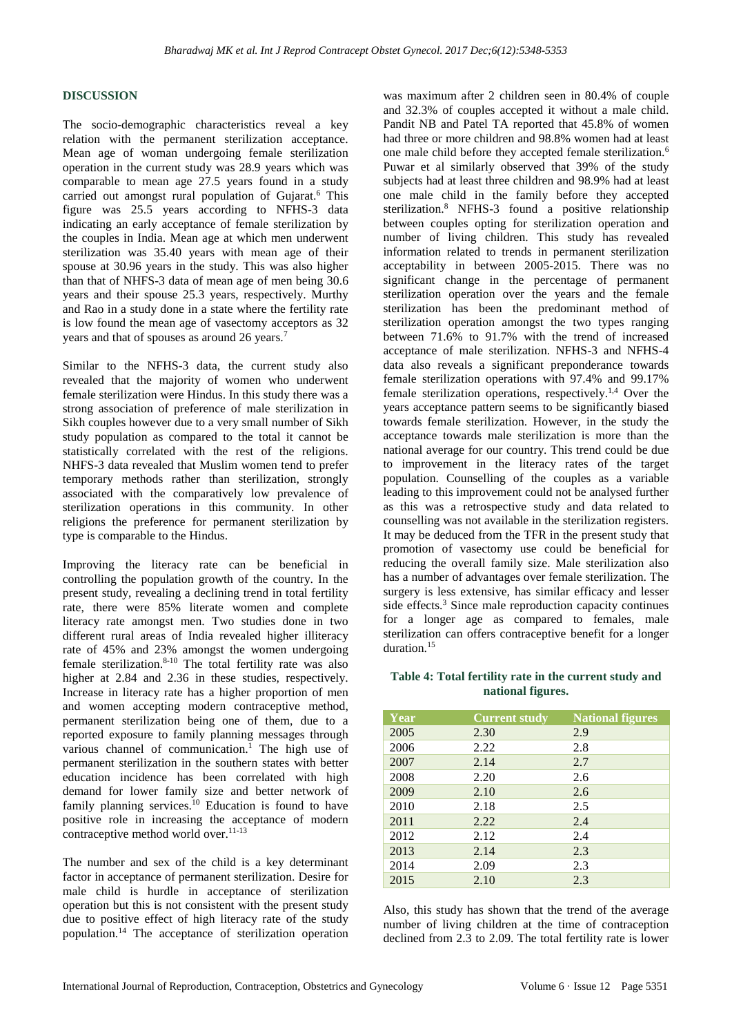## DISCUSSION

The socio-demographic characteristics reveal a key relation with the permanent sterilization acceptance. Mean age of woman undergoing female sterilization operation in the current study was 28.9 years which was comparable to mean age 27.5 years found in a study carried out amongst rural population of Gujarat.[6] This figure was 25.5 years according to NFHS-3 data indicating an early acceptance of female sterilization by the couples in India. Mean age at which men underwent sterilization was 35.40 years with mean age of their spouse at 30.96 years in the study. This was also higher than that of NHFS-3 data of mean age of men being 30.6 years and their spouse 25.3 years, respectively. Murthy and Rao in a study done in a state where the fertility rate is low found the mean age of vasectomy acceptors as 32 years and that of spouses as around 26 years.[7]

Similar to the NFHS-3 data, the current study also revealed that the majority of women who underwent female sterilization were Hindus. In this study there was a strong association of preference of male sterilization in Sikh couples however due to a very small number of Sikh study population as compared to the total it cannot be statistically correlated with the rest of the religions. NHFS-3 data revealed that Muslim women tend to prefer temporary methods rather than sterilization, strongly associated with the comparatively low prevalence of sterilization operations in this community. In other religions the preference for permanent sterilization by type is comparable to the Hindus.

Improving the literacy rate can be beneficial in controlling the population growth of the country. In the present study, revealing a declining trend in total fertility rate, there were 85% literate women and complete literacy rate amongst men. Two studies done in two different rural areas of India revealed higher illiteracy rate of 45% and 23% amongst the women undergoing female sterilization.[8-10] The total fertility rate was also higher at 2.84 and 2.36 in these studies, respectively. Increase in literacy rate has a higher proportion of men and women accepting modern contraceptive method, permanent sterilization being one of them, due to a reported exposure to family planning messages through various channel of communication.[1] The high use of permanent sterilization in the southern states with better education incidence has been correlated with high demand for lower family size and better network of family planning services.[10] Education is found to have positive role in increasing the acceptance of modern contraceptive method world over.[11-13]

The number and sex of the child is a key determinant factor in acceptance of permanent sterilization. Desire for male child is hurdle in acceptance of sterilization operation but this is not consistent with the present study due to positive effect of high literacy rate of the study population.[14] The acceptance of sterilization operation was maximum after 2 children seen in 80.4% of couple and 32.3% of couples accepted it without a male child. Pandit NB and Patel TA reported that 45.8% of women had three or more children and 98.8% women had at least one male child before they accepted female sterilization.[6] Puwar et al similarly observed that 39% of the study subjects had at least three children and 98.9% had at least one male child in the family before they accepted sterilization.[8] NFHS-3 found a positive relationship between couples opting for sterilization operation and number of living children. This study has revealed information related to trends in permanent sterilization acceptability in between 2005-2015. There was no significant change in the percentage of permanent sterilization operation over the years and the female sterilization has been the predominant method of sterilization operation amongst the two types ranging between 71.6% to 91.7% with the trend of increased acceptance of male sterilization. NFHS-3 and NFHS-4 data also reveals a significant preponderance towards female sterilization operations with 97.4% and 99.17% female sterilization operations, respectively.[1,4] Over the years acceptance pattern seems to be significantly biased towards female sterilization. However, in the study the acceptance towards male sterilization is more than the national average for our country. This trend could be due to improvement in the literacy rates of the target population. Counselling of the couples as a variable leading to this improvement could not be analysed further as this was a retrospective study and data related to counselling was not available in the sterilization registers. It may be deduced from the TFR in the present study that promotion of vasectomy use could be beneficial for reducing the overall family size. Male sterilization also has a number of advantages over female sterilization. The surgery is less extensive, has similar efficacy and lesser side effects.[3] Since male reproduction capacity continues for a longer age as compared to females, male sterilization can offers contraceptive benefit for a longer duration.[15]

**Table 4: Total fertility rate in the current study and national figures.**

| Year | Current study | National figures |
|---|---|---|
| 2005 | 2.30 | 2.9 |
| 2006 | 2.22 | 2.8 |
| 2007 | 2.14 | 2.7 |
| 2008 | 2.20 | 2.6 |
| 2009 | 2.10 | 2.6 |
| 2010 | 2.18 | 2.5 |
| 2011 | 2.22 | 2.4 |
| 2012 | 2.12 | 2.4 |
| 2013 | 2.14 | 2.3 |
| 2014 | 2.09 | 2.3 |
| 2015 | 2.10 | 2.3 |

Also, this study has shown that the trend of the average number of living children at the time of contraception declined from 2.3 to 2.09. The total fertility rate is lower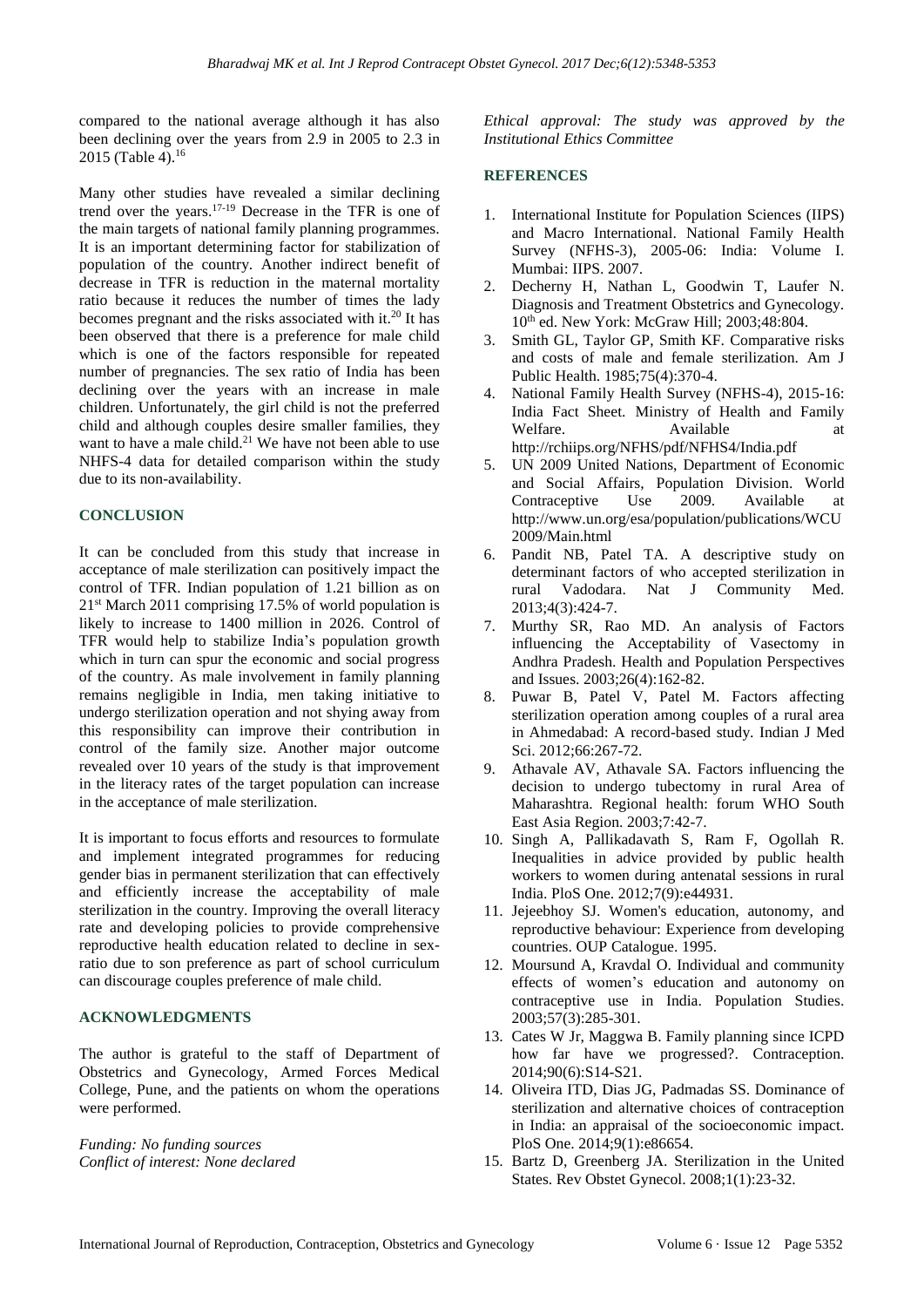compared to the national average although it has also been declining over the years from 2.9 in 2005 to 2.3 in 2015 (Table 4).[16]

Many other studies have revealed a similar declining trend over the years.[17-19] Decrease in the TFR is one of the main targets of national family planning programmes. It is an important determining factor for stabilization of population of the country. Another indirect benefit of decrease in TFR is reduction in the maternal mortality ratio because it reduces the number of times the lady becomes pregnant and the risks associated with it.[20] It has been observed that there is a preference for male child which is one of the factors responsible for repeated number of pregnancies. The sex ratio of India has been declining over the years with an increase in male children. Unfortunately, the girl child is not the preferred child and although couples desire smaller families, they want to have a male child.[21] We have not been able to use NHFS-4 data for detailed comparison within the study due to its non-availability.

## CONCLUSION

It can be concluded from this study that increase in acceptance of male sterilization can positively impact the control of TFR. Indian population of 1.21 billion as on 21st March 2011 comprising 17.5% of world population is likely to increase to 1400 million in 2026. Control of TFR would help to stabilize India's population growth which in turn can spur the economic and social progress of the country. As male involvement in family planning remains negligible in India, men taking initiative to undergo sterilization operation and not shying away from this responsibility can improve their contribution in control of the family size. Another major outcome revealed over 10 years of the study is that improvement in the literacy rates of the target population can increase in the acceptance of male sterilization.

It is important to focus efforts and resources to formulate and implement integrated programmes for reducing gender bias in permanent sterilization that can effectively and efficiently increase the acceptability of male sterilization in the country. Improving the overall literacy rate and developing policies to provide comprehensive reproductive health education related to decline in sex-ratio due to son preference as part of school curriculum can discourage couples preference of male child.

## ACKNOWLEDGMENTS

The author is grateful to the staff of Department of Obstetrics and Gynecology, Armed Forces Medical College, Pune, and the patients on whom the operations were performed.

*Funding: No funding sources*
*Conflict of interest: None declared*
*Ethical approval: The study was approved by the Institutional Ethics Committee*

## REFERENCES

1. International Institute for Population Sciences (IIPS) and Macro International. National Family Health Survey (NFHS-3), 2005-06: India: Volume I. Mumbai: IIPS. 2007.
2. Decherny H, Nathan L, Goodwin T, Laufer N. Diagnosis and Treatment Obstetrics and Gynecology. 10th ed. New York: McGraw Hill; 2003;48:804.
3. Smith GL, Taylor GP, Smith KF. Comparative risks and costs of male and female sterilization. Am J Public Health. 1985;75(4):370-4.
4. National Family Health Survey (NFHS-4), 2015-16: India Fact Sheet. Ministry of Health and Family Welfare. Available at http://rchiips.org/NFHS/pdf/NFHS4/India.pdf
5. UN 2009 United Nations, Department of Economic and Social Affairs, Population Division. World Contraceptive Use 2009. Available at http://www.un.org/esa/population/publications/WCU2009/Main.html
6. Pandit NB, Patel TA. A descriptive study on determinant factors of who accepted sterilization in rural Vadodara. Nat J Community Med. 2013;4(3):424-7.
7. Murthy SR, Rao MD. An analysis of Factors influencing the Acceptability of Vasectomy in Andhra Pradesh. Health and Population Perspectives and Issues. 2003;26(4):162-82.
8. Puwar B, Patel V, Patel M. Factors affecting sterilization operation among couples of a rural area in Ahmedabad: A record-based study. Indian J Med Sci. 2012;66:267-72.
9. Athavale AV, Athavale SA. Factors influencing the decision to undergo tubectomy in rural Area of Maharashtra. Regional health: forum WHO South East Asia Region. 2003;7:42-7.
10. Singh A, Pallikadavath S, Ram F, Ogollah R. Inequalities in advice provided by public health workers to women during antenatal sessions in rural India. PloS One. 2012;7(9):e44931.
11. Jejeebhoy SJ. Women's education, autonomy, and reproductive behaviour: Experience from developing countries. OUP Catalogue. 1995.
12. Moursund A, Kravdal O. Individual and community effects of women's education and autonomy on contraceptive use in India. Population Studies. 2003;57(3):285-301.
13. Cates W Jr, Maggwa B. Family planning since ICPD how far have we progressed?. Contraception. 2014;90(6):S14-S21.
14. Oliveira ITD, Dias JG, Padmadas SS. Dominance of sterilization and alternative choices of contraception in India: an appraisal of the socioeconomic impact. PloS One. 2014;9(1):e86654.
15. Bartz D, Greenberg JA. Sterilization in the United States. Rev Obstet Gynecol. 2008;1(1):23-32.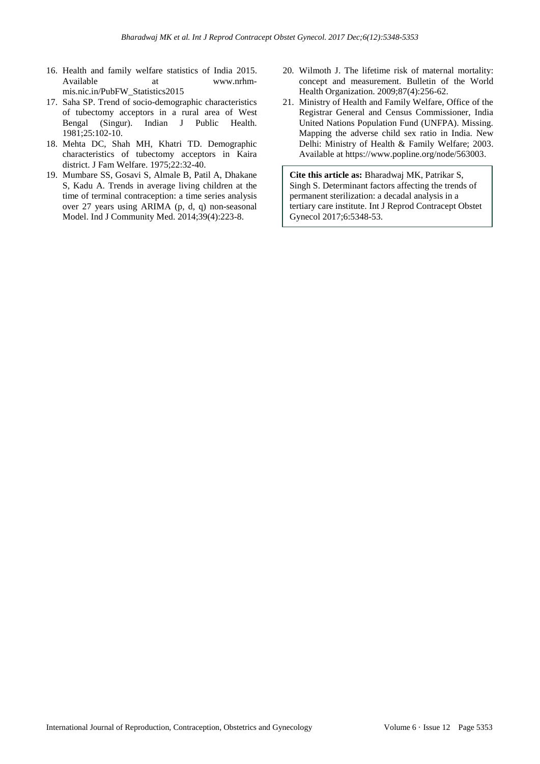16. Health and family welfare statistics of India 2015. Available at www.nrhm-mis.nic.in/PubFW_Statistics2015
17. Saha SP. Trend of socio-demographic characteristics of tubectomy acceptors in a rural area of West Bengal (Singur). Indian J Public Health. 1981;25:102-10.
18. Mehta DC, Shah MH, Khatri TD. Demographic characteristics of tubectomy acceptors in Kaira district. J Fam Welfare. 1975;22:32-40.
19. Mumbare SS, Gosavi S, Almale B, Patil A, Dhakane S, Kadu A. Trends in average living children at the time of terminal contraception: a time series analysis over 27 years using ARIMA (p, d, q) non-seasonal Model. Ind J Community Med. 2014;39(4):223-8.
20. Wilmoth J. The lifetime risk of maternal mortality: concept and measurement. Bulletin of the World Health Organization. 2009;87(4):256-62.
21. Ministry of Health and Family Welfare, Office of the Registrar General and Census Commissioner, India United Nations Population Fund (UNFPA). Missing. Mapping the adverse child sex ratio in India. New Delhi: Ministry of Health & Family Welfare; 2003. Available at https://www.popline.org/node/563003.

**Cite this article as:** Bharadwaj MK, Patrikar S, Singh S. Determinant factors affecting the trends of permanent sterilization: a decadal analysis in a tertiary care institute. Int J Reprod Contracept Obstet Gynecol 2017;6:5348-53.